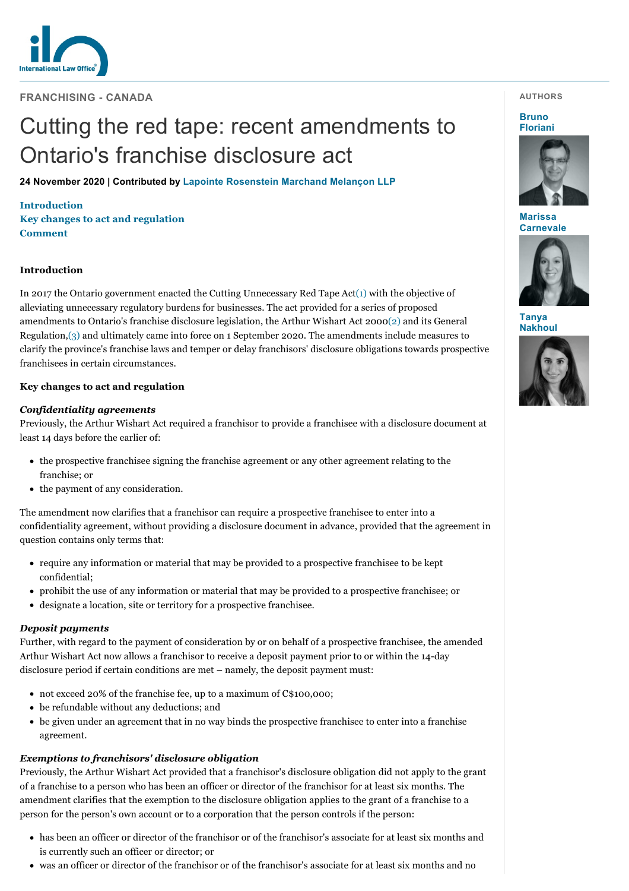FRANCHISING - CANADA

# Cutting the red tape: recent amendments to Ontario's franchise disclosure act

**24 November 2020 | Contributed by Lapointe Rosenstein Marchand Melançon LLP**

AUTHORS

Bruno Floriani

Marissa Carnevale

Tanya Nakhoul

**Introduction**
**Key changes to act and regulation**
**Comment**

## Introduction

In 2017 the Ontario government enacted the Cutting Unnecessary Red Tape Act(1) with the objective of alleviating unnecessary regulatory burdens for businesses. The act provided for a series of proposed amendments to Ontario's franchise disclosure legislation, the Arthur Wishart Act 2000(2) and its General Regulation,(3) and ultimately came into force on 1 September 2020. The amendments include measures to clarify the province's franchise laws and temper or delay franchisors' disclosure obligations towards prospective franchisees in certain circumstances.

## Key changes to act and regulation

### *Confidentiality agreements*

Previously, the Arthur Wishart Act required a franchisor to provide a franchisee with a disclosure document at least 14 days before the earlier of:

- the prospective franchisee signing the franchise agreement or any other agreement relating to the franchise; or
- the payment of any consideration.

The amendment now clarifies that a franchisor can require a prospective franchisee to enter into a confidentiality agreement, without providing a disclosure document in advance, provided that the agreement in question contains only terms that:

- require any information or material that may be provided to a prospective franchisee to be kept confidential;
- prohibit the use of any information or material that may be provided to a prospective franchisee; or
- designate a location, site or territory for a prospective franchisee.

### *Deposit payments*

Further, with regard to the payment of consideration by or on behalf of a prospective franchisee, the amended Arthur Wishart Act now allows a franchisor to receive a deposit payment prior to or within the 14-day disclosure period if certain conditions are met – namely, the deposit payment must:

- not exceed 20% of the franchise fee, up to a maximum of C$100,000;
- be refundable without any deductions; and
- be given under an agreement that in no way binds the prospective franchisee to enter into a franchise agreement.

### *Exemptions to franchisors' disclosure obligation*

Previously, the Arthur Wishart Act provided that a franchisor's disclosure obligation did not apply to the grant of a franchise to a person who has been an officer or director of the franchisor for at least six months. The amendment clarifies that the exemption to the disclosure obligation applies to the grant of a franchise to a person for the person's own account or to a corporation that the person controls if the person:

- has been an officer or director of the franchisor or of the franchisor's associate for at least six months and is currently such an officer or director; or
- was an officer or director of the franchisor or of the franchisor's associate for at least six months and no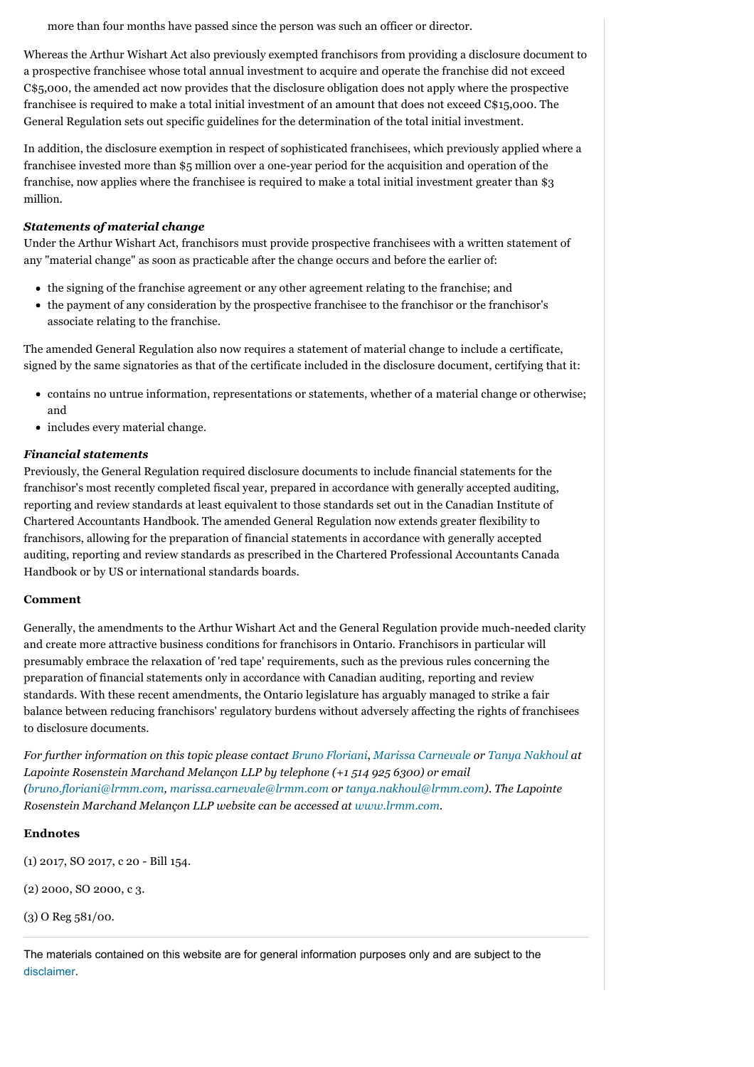more than four months have passed since the person was such an officer or director.

Whereas the Arthur Wishart Act also previously exempted franchisors from providing a disclosure document to a prospective franchisee whose total annual investment to acquire and operate the franchise did not exceed C$5,000, the amended act now provides that the disclosure obligation does not apply where the prospective franchisee is required to make a total initial investment of an amount that does not exceed C$15,000. The General Regulation sets out specific guidelines for the determination of the total initial investment.

In addition, the disclosure exemption in respect of sophisticated franchisees, which previously applied where a franchisee invested more than $5 million over a one-year period for the acquisition and operation of the franchise, now applies where the franchisee is required to make a total initial investment greater than $3 million.

***Statements of material change***

Under the Arthur Wishart Act, franchisors must provide prospective franchisees with a written statement of any "material change" as soon as practicable after the change occurs and before the earlier of:

- the signing of the franchise agreement or any other agreement relating to the franchise; and
- the payment of any consideration by the prospective franchisee to the franchisor or the franchisor's associate relating to the franchise.

The amended General Regulation also now requires a statement of material change to include a certificate, signed by the same signatories as that of the certificate included in the disclosure document, certifying that it:

- contains no untrue information, representations or statements, whether of a material change or otherwise; and
- includes every material change.

***Financial statements***

Previously, the General Regulation required disclosure documents to include financial statements for the franchisor's most recently completed fiscal year, prepared in accordance with generally accepted auditing, reporting and review standards at least equivalent to those standards set out in the Canadian Institute of Chartered Accountants Handbook. The amended General Regulation now extends greater flexibility to franchisors, allowing for the preparation of financial statements in accordance with generally accepted auditing, reporting and review standards as prescribed in the Chartered Professional Accountants Canada Handbook or by US or international standards boards.

**Comment**

Generally, the amendments to the Arthur Wishart Act and the General Regulation provide much-needed clarity and create more attractive business conditions for franchisors in Ontario. Franchisors in particular will presumably embrace the relaxation of 'red tape' requirements, such as the previous rules concerning the preparation of financial statements only in accordance with Canadian auditing, reporting and review standards. With these recent amendments, the Ontario legislature has arguably managed to strike a fair balance between reducing franchisors' regulatory burdens without adversely affecting the rights of franchisees to disclosure documents.

*For further information on this topic please contact Bruno Floriani, Marissa Carnevale or Tanya Nakhoul at Lapointe Rosenstein Marchand Melançon LLP by telephone (+1 514 925 6300) or email (bruno.floriani@lrmm.com, marissa.carnevale@lrmm.com or tanya.nakhoul@lrmm.com). The Lapointe Rosenstein Marchand Melançon LLP website can be accessed at www.lrmm.com.*

**Endnotes**

(1) 2017, SO 2017, c 20 - Bill 154.

(2) 2000, SO 2000, c 3.

(3) O Reg 581/00.

The materials contained on this website are for general information purposes only and are subject to the disclaimer.